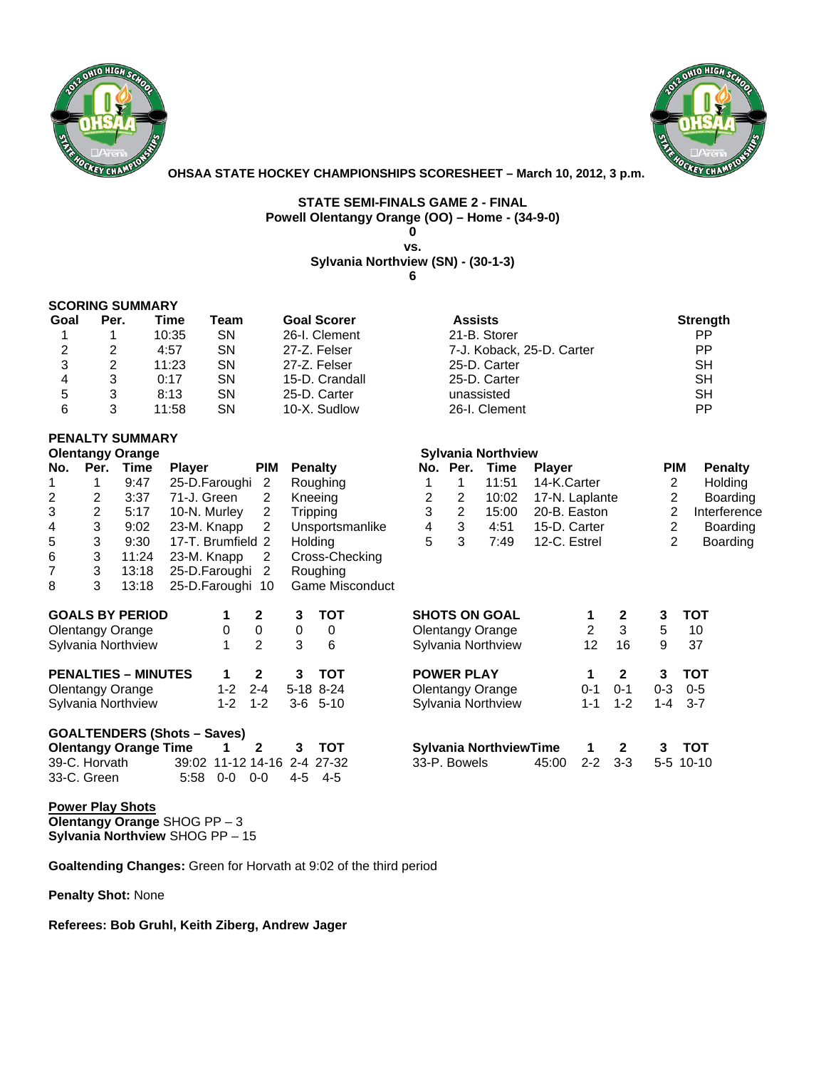**OHSAA STATE HOCKEY CHAMPIONSHIPS SCORESHEET – March 10, 2012, 3 p.m.**

**STATE SEMI-FINALS GAME 2 - FINAL**
**Powell Olentangy Orange (OO) – Home - (34-9-0)**
**0**
**vs.**
**Sylvania Northview (SN) - (30-1-3)**
**6**

**SCORING SUMMARY**

| Goal | Per. | Time | Team | Goal Scorer | Assists | Strength |
|---|---|---|---|---|---|---|
| 1 | 1 | 10:35 | SN | 26-I. Clement | 21-B. Storer | PP |
| 2 | 2 | 4:57 | SN | 27-Z. Felser | 7-J. Koback, 25-D. Carter | PP |
| 3 | 2 | 11:23 | SN | 27-Z. Felser | 25-D. Carter | SH |
| 4 | 3 | 0:17 | SN | 15-D. Crandall | 25-D. Carter | SH |
| 5 | 3 | 8:13 | SN | 25-D. Carter | unassisted | SH |
| 6 | 3 | 11:58 | SN | 10-X. Sudlow | 26-I. Clement | PP |

**PENALTY SUMMARY**

**Olentangy Orange**

| No. | Per. | Time | Player | PIM | Penalty |
|---|---|---|---|---|---|
| 1 | 1 | 9:47 | 25-D.Faroughi | 2 | Roughing |
| 2 | 2 | 3:37 | 71-J. Green | 2 | Kneeing |
| 3 | 2 | 5:17 | 10-N. Murley | 2 | Tripping |
| 4 | 3 | 9:02 | 23-M. Knapp | 2 | Unsportsmanlike |
| 5 | 3 | 9:30 | 17-T. Brumfield | 2 | Holding |
| 6 | 3 | 11:24 | 23-M. Knapp | 2 | Cross-Checking |
| 7 | 3 | 13:18 | 25-D.Faroughi | 2 | Roughing |
| 8 | 3 | 13:18 | 25-D.Faroughi | 10 | Game Misconduct |

**Sylvania Northview**

| No. | Per. | Time | Player | PIM | Penalty |
|---|---|---|---|---|---|
| 1 | 1 | 11:51 | 14-K.Carter | 2 | Holding |
| 2 | 2 | 10:02 | 17-N. Laplante | 2 | Boarding |
| 3 | 2 | 15:00 | 20-B. Easton | 2 | Interference |
| 4 | 3 | 4:51 | 15-D. Carter | 2 | Boarding |
| 5 | 3 | 7:49 | 12-C. Estrel | 2 | Boarding |

| GOALS BY PERIOD | 1 | 2 | 3 | TOT |
|---|---|---|---|---|
| Olentangy Orange | 0 | 0 | 0 | 0 |
| Sylvania Northview | 1 | 2 | 3 | 6 |

| SHOTS ON GOAL | 1 | 2 | 3 | TOT |
|---|---|---|---|---|
| Olentangy Orange | 2 | 3 | 5 | 10 |
| Sylvania Northview | 12 | 16 | 9 | 37 |

| PENALTIES – MINUTES | 1 | 2 | 3 | TOT |
|---|---|---|---|---|
| Olentangy Orange | 1-2 | 2-4 | 5-18 | 8-24 |
| Sylvania Northview | 1-2 | 1-2 | 3-6 | 5-10 |

| POWER PLAY | 1 | 2 | 3 | TOT |
|---|---|---|---|---|
| Olentangy Orange | 0-1 | 0-1 | 0-3 | 0-5 |
| Sylvania Northview | 1-1 | 1-2 | 1-4 | 3-7 |

**GOALTENDERS (Shots – Saves)**

| Olentangy Orange | Time | 1 | 2 | 3 | TOT |
|---|---|---|---|---|---|
| 39-C. Horvath | 39:02 | 11-12 | 14-16 | 2-4 | 27-32 |
| 33-C. Green | 5:58 | 0-0 | 0-0 | 4-5 | 4-5 |

| Sylvania Northview | Time | 1 | 2 | 3 | TOT |
|---|---|---|---|---|---|
| 33-P. Bowels | 45:00 | 2-2 | 3-3 | 5-5 | 10-10 |

**Power Play Shots**
**Olentangy Orange** SHOG PP – 3
**Sylvania Northview** SHOG PP – 15

**Goaltending Changes:** Green for Horvath at 9:02 of the third period

**Penalty Shot:** None

**Referees: Bob Gruhl, Keith Ziberg, Andrew Jager**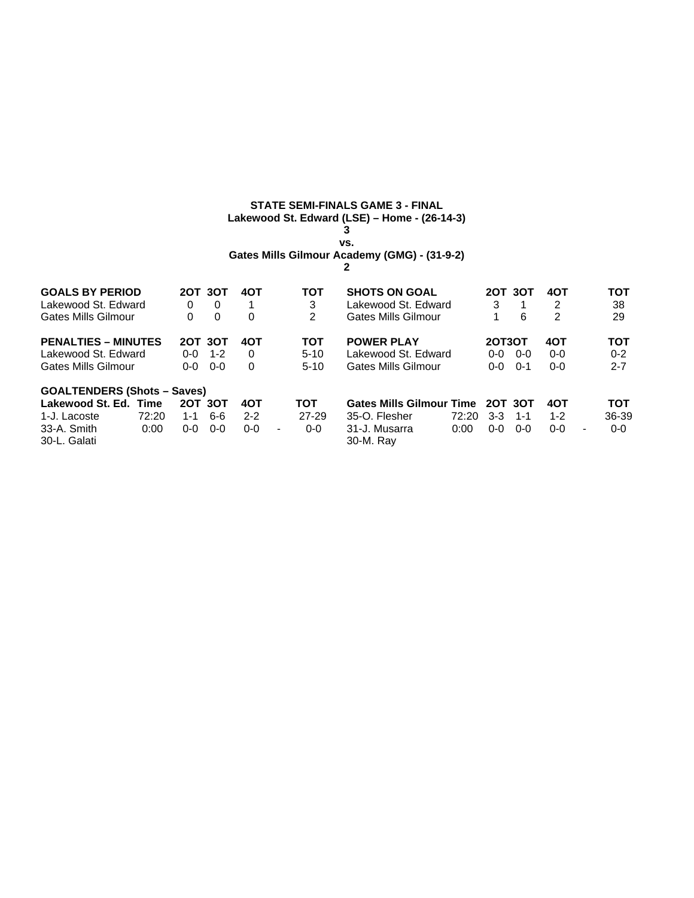**STATE SEMI-FINALS GAME 3 - FINAL**
**Lakewood St. Edward (LSE) – Home - (26-14-3)**
**3**
**vs.**
**Gates Mills Gilmour Academy (GMG) - (31-9-2)**
**2**

| GOALS BY PERIOD | 2OT | 3OT | 4OT | TOT |
|---|---|---|---|---|
| Lakewood St. Edward | 0 | 0 | 1 | 3 |
| Gates Mills Gilmour | 0 | 0 | 0 | 2 |

| SHOTS ON GOAL | 2OT | 3OT | 4OT | TOT |
|---|---|---|---|---|
| Lakewood St. Edward | 3 | 1 | 2 | 38 |
| Gates Mills Gilmour | 1 | 6 | 2 | 29 |

| PENALTIES – MINUTES | 2OT | 3OT | 4OT | TOT |
|---|---|---|---|---|
| Lakewood St. Edward | 0-0 | 1-2 | 0 | 5-10 |
| Gates Mills Gilmour | 0-0 | 0-0 | 0 | 5-10 |

| POWER PLAY | 2OT | 3OT | 4OT | TOT |
|---|---|---|---|---|
| Lakewood St. Edward | 0-0 | 0-0 | 0-0 | 0-2 |
| Gates Mills Gilmour | 0-0 | 0-1 | 0-0 | 2-7 |

**GOALTENDERS (Shots – Saves)**

| Lakewood St. Ed. | Time | 2OT | 3OT | 4OT | | TOT |
|---|---|---|---|---|---|---|
| 1-J. Lacoste | 72:20 | 1-1 | 6-6 | 2-2 | | 27-29 |
| 33-A. Smith | 0:00 | 0-0 | 0-0 | 0-0 | - | 0-0 |
| 30-L. Galati | | | | | | |

| Gates Mills Gilmour | Time | 2OT | 3OT | 4OT | | TOT |
|---|---|---|---|---|---|---|
| 35-O. Flesher | 72:20 | 3-3 | 1-1 | 1-2 | | 36-39 |
| 31-J. Musarra | 0:00 | 0-0 | 0-0 | 0-0 | - | 0-0 |
| 30-M. Ray | | | | | | |